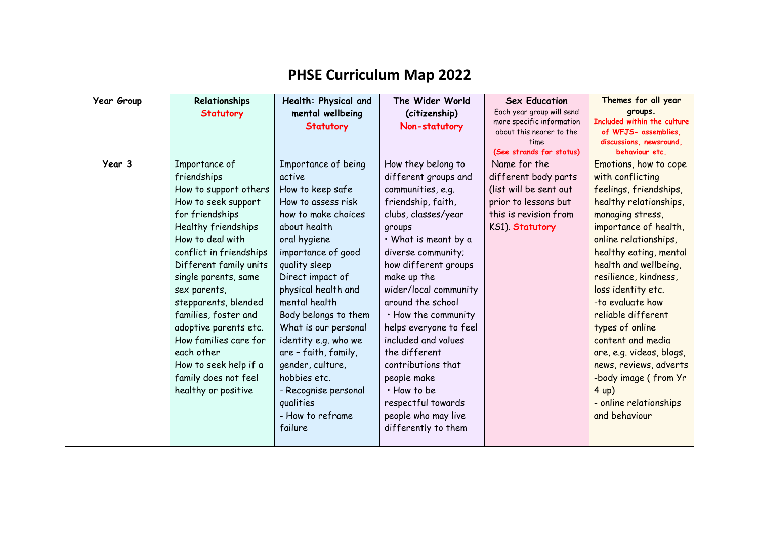# PHSE Curriculum Map 2022

| Year Group | Relationships Statutory | Health: Physical and mental wellbeing Statutory | The Wider World (citizenship) Non-statutory | Sex Education Each year group will send more specific information about this nearer to the time (See strands for status) | Themes for all year groups. Included within the culture of WFJS- assemblies, discussions, newsround, behaviour etc. |
|---|---|---|---|---|---|
| Year 3 | Importance of friendships<br>How to support others<br>How to seek support for friendships<br>Healthy friendships<br>How to deal with conflict in friendships<br>Different family units single parents, same sex parents, stepparents, blended families, foster and adoptive parents etc.<br>How families care for each other<br>How to seek help if a family does not feel healthy or positive | Importance of being active<br>How to keep safe<br>How to assess risk<br>how to make choices about health<br>oral hygiene<br>importance of good quality sleep<br>Direct impact of physical health and mental health<br>Body belongs to them<br>What is our personal identity e.g. who we are – faith, family, gender, culture, hobbies etc.<br>- Recognise personal qualities<br>- How to reframe failure | How they belong to different groups and communities, e.g. friendship, faith, clubs, classes/year groups<br>• What is meant by a diverse community; how different groups make up the wider/local community around the school<br>• How the community helps everyone to feel included and values the different contributions that people make<br>• How to be respectful towards people who may live differently to them | Name for the different body parts (list will be sent out prior to lessons but this is revision from KS1). Statutory | Emotions, how to cope with conflicting feelings, friendships, healthy relationships, managing stress, importance of health, online relationships, healthy eating, mental health and wellbeing, resilience, kindness, loss identity etc.<br>-to evaluate how reliable different types of online content and media are, e.g. videos, blogs, news, reviews, adverts<br>-body image ( from Yr 4 up)<br>- online relationships and behaviour |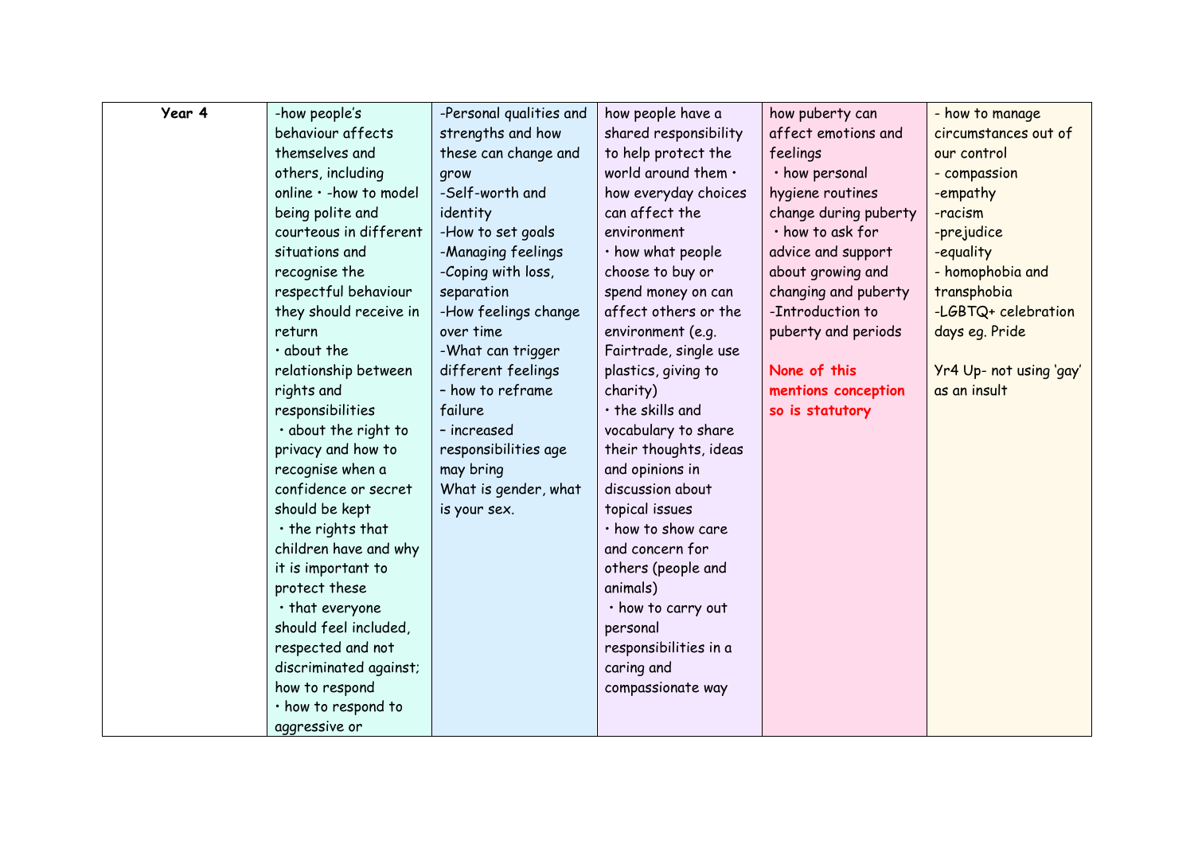| Year 4 | -how people's behaviour affects themselves and others, including online • -how to model being polite and courteous in different situations and recognise the respectful behaviour they should receive in return<br>• about the relationship between rights and responsibilities<br>• about the right to privacy and how to recognise when a confidence or secret should be kept<br>• the rights that children have and why it is important to protect these<br>• that everyone should feel included, respected and not discriminated against; how to respond<br>• how to respond to aggressive or | -Personal qualities and strengths and how these can change and grow<br>-Self-worth and identity<br>-How to set goals<br>-Managing feelings<br>-Coping with loss, separation<br>-How feelings change over time<br>-What can trigger different feelings<br>– how to reframe failure<br>– increased responsibilities age may bring<br>What is gender, what is your sex. | how people have a shared responsibility to help protect the world around them • how everyday choices can affect the environment<br>• how what people choose to buy or spend money on can affect others or the environment (e.g. Fairtrade, single use plastics, giving to charity)<br>• the skills and vocabulary to share their thoughts, ideas and opinions in discussion about topical issues<br>• how to show care and concern for others (people and animals)<br>• how to carry out personal responsibilities in a caring and compassionate way | how puberty can affect emotions and feelings<br>• how personal hygiene routines change during puberty<br>• how to ask for advice and support about growing and changing and puberty<br>-Introduction to puberty and periods<br><br>**None of this mentions conception so is statutory** | - how to manage circumstances out of our control<br>- compassion<br>-empathy<br>-racism<br>-prejudice<br>-equality<br>- homophobia and transphobia<br>-LGBTQ+ celebration days eg. Pride<br><br>Yr4 Up- not using 'gay' as an insult |
|---|---|---|---|---|---|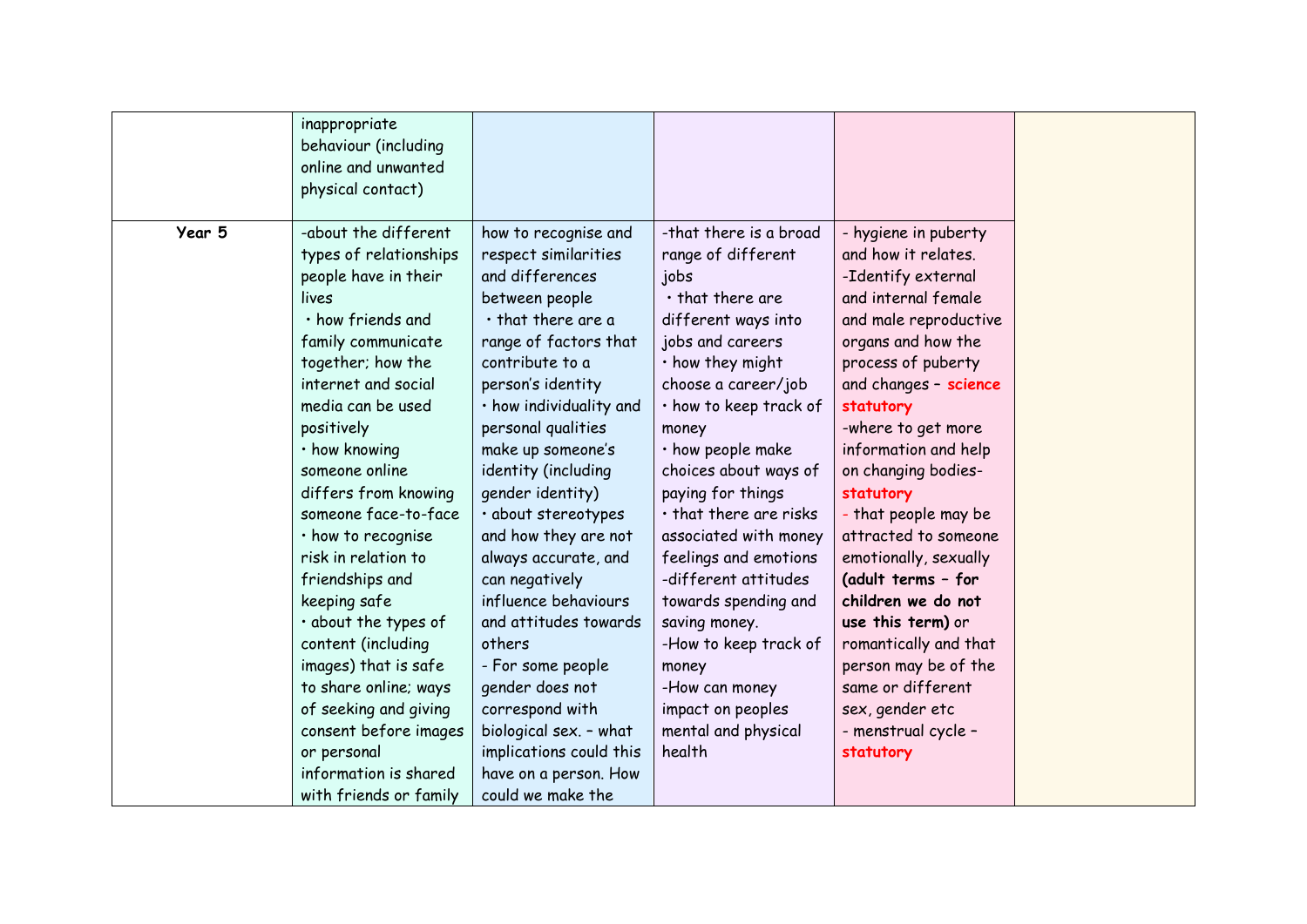| | | | | | |
|---|---|---|---|---|---|
| | inappropriate behaviour (including online and unwanted physical contact) | | | | |
| **Year 5** | -about the different types of relationships people have in their lives<br>• how friends and family communicate together; how the internet and social media can be used positively<br>• how knowing someone online differs from knowing someone face-to-face<br>• how to recognise risk in relation to friendships and keeping safe<br>• about the types of content (including images) that is safe to share online; ways of seeking and giving consent before images or personal information is shared with friends or family | how to recognise and respect similarities and differences between people<br>• that there are a range of factors that contribute to a person's identity<br>• how individuality and personal qualities make up someone's identity (including gender identity)<br>• about stereotypes and how they are not always accurate, and can negatively influence behaviours and attitudes towards others<br>- For some people gender does not correspond with biological sex. – what implications could this have on a person. How could we make the | -that there is a broad range of different jobs<br>• that there are different ways into jobs and careers<br>• how they might choose a career/job<br>• how to keep track of money<br>• how people make choices about ways of paying for things<br>• that there are risks associated with money feelings and emotions<br>-different attitudes towards spending and saving money.<br>-How to keep track of money<br>-How can money impact on peoples mental and physical health | - hygiene in puberty and how it relates.<br>-Identify external and internal female and male reproductive organs and how the process of puberty and changes – **science statutory**<br>-where to get more information and help on changing bodies- **statutory**<br>- that people may be attracted to someone emotionally, sexually **(adult terms – for children we do not use this term)** or romantically and that person may be of the same or different sex, gender etc<br>- menstrual cycle – **statutory** | |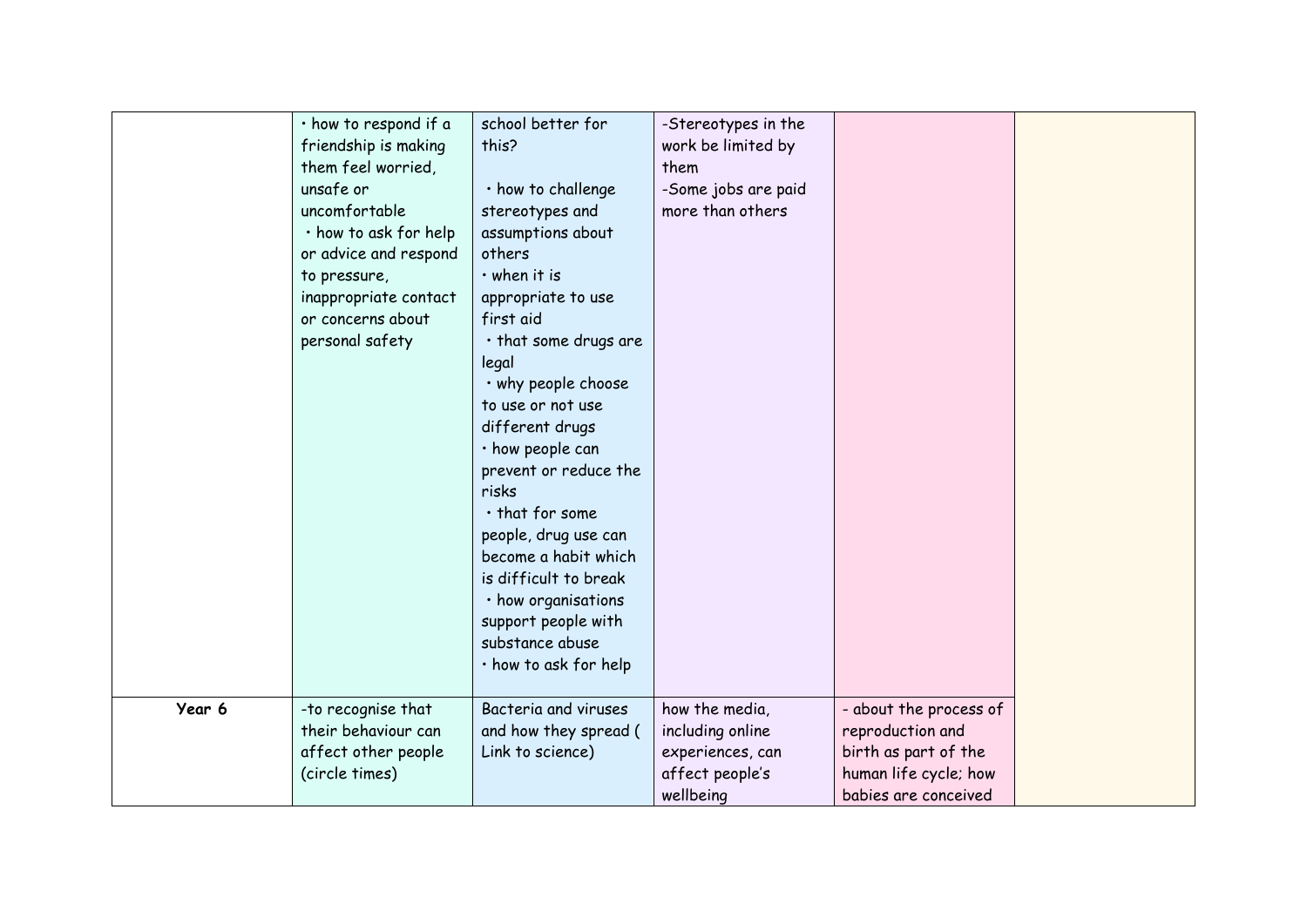| | | | | | |
|---|---|---|---|---|---|
| | • how to respond if a friendship is making them feel worried, unsafe or uncomfortable<br>• how to ask for help or advice and respond to pressure, inappropriate contact or concerns about personal safety | school better for this?<br><br>• how to challenge stereotypes and assumptions about others<br>• when it is appropriate to use first aid<br>• that some drugs are legal<br>• why people choose to use or not use different drugs<br>• how people can prevent or reduce the risks<br>• that for some people, drug use can become a habit which is difficult to break<br>• how organisations support people with substance abuse<br>• how to ask for help | -Stereotypes in the work be limited by them<br>-Some jobs are paid more than others | | |
| **Year 6** | -to recognise that their behaviour can affect other people (circle times) | Bacteria and viruses and how they spread ( Link to science) | how the media, including online experiences, can affect people's wellbeing | - about the process of reproduction and birth as part of the human life cycle; how babies are conceived | |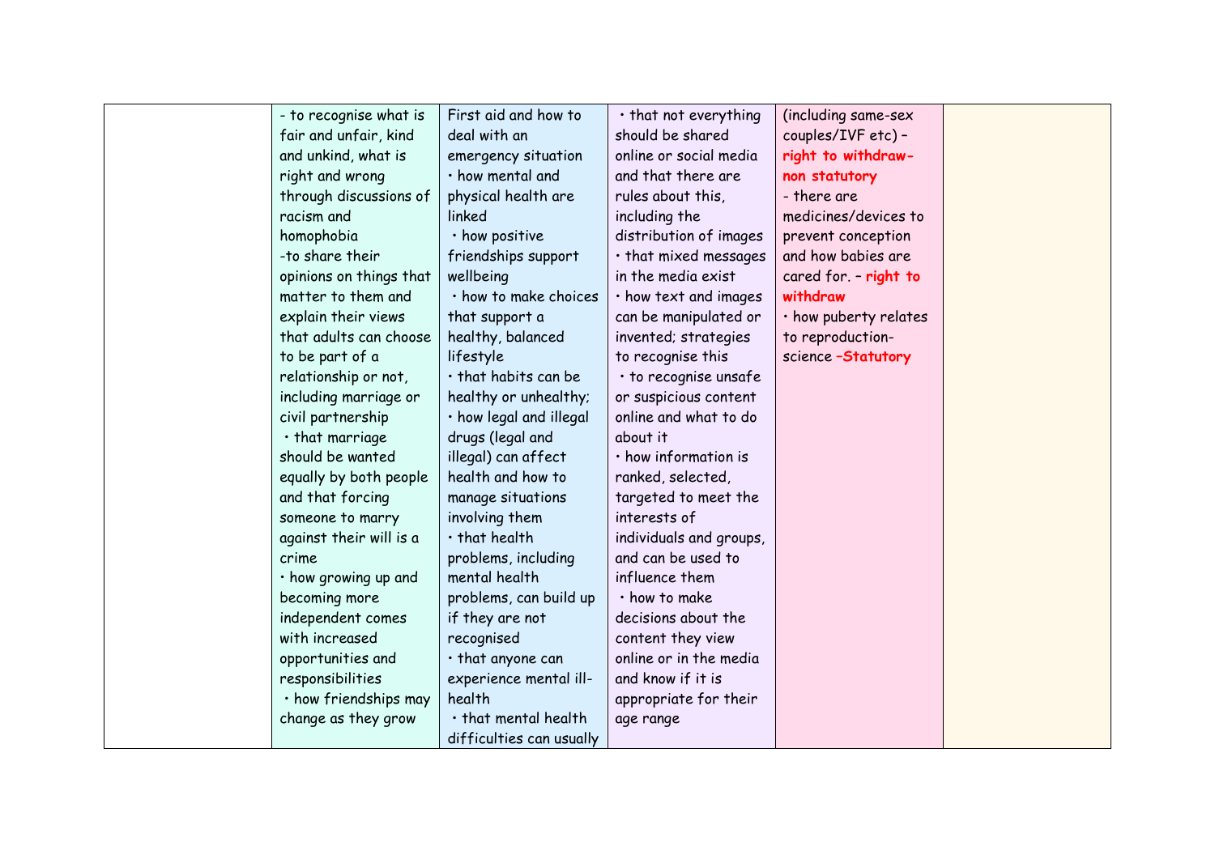|  |  |  |  |  |  |
|---|---|---|---|---|---|
|  | - to recognise what is fair and unfair, kind and unkind, what is right and wrong through discussions of racism and homophobia<br>-to share their opinions on things that matter to them and explain their views that adults can choose to be part of a relationship or not, including marriage or civil partnership<br>• that marriage should be wanted equally by both people and that forcing someone to marry against their will is a crime<br>• how growing up and becoming more independent comes with increased opportunities and responsibilities<br>• how friendships may change as they grow | First aid and how to deal with an emergency situation<br>• how mental and physical health are linked<br>• how positive friendships support wellbeing<br>• how to make choices that support a healthy, balanced lifestyle<br>• that habits can be healthy or unhealthy;<br>• how legal and illegal drugs (legal and illegal) can affect health and how to manage situations involving them<br>• that health problems, including mental health problems, can build up if they are not recognised<br>• that anyone can experience mental ill-health<br>• that mental health difficulties can usually | • that not everything should be shared online or social media and that there are rules about this, including the distribution of images<br>• that mixed messages in the media exist<br>• how text and images can be manipulated or invented; strategies to recognise this<br>• to recognise unsafe or suspicious content online and what to do about it<br>• how information is ranked, selected, targeted to meet the interests of individuals and groups, and can be used to influence them<br>• how to make decisions about the content they view online or in the media and know if it is appropriate for their age range | (including same-sex couples/IVF etc) – **right to withdraw- non statutory**<br>- there are medicines/devices to prevent conception and how babies are cared for. – **right to withdraw**<br>• how puberty relates to reproduction- science **–Statutory** |  |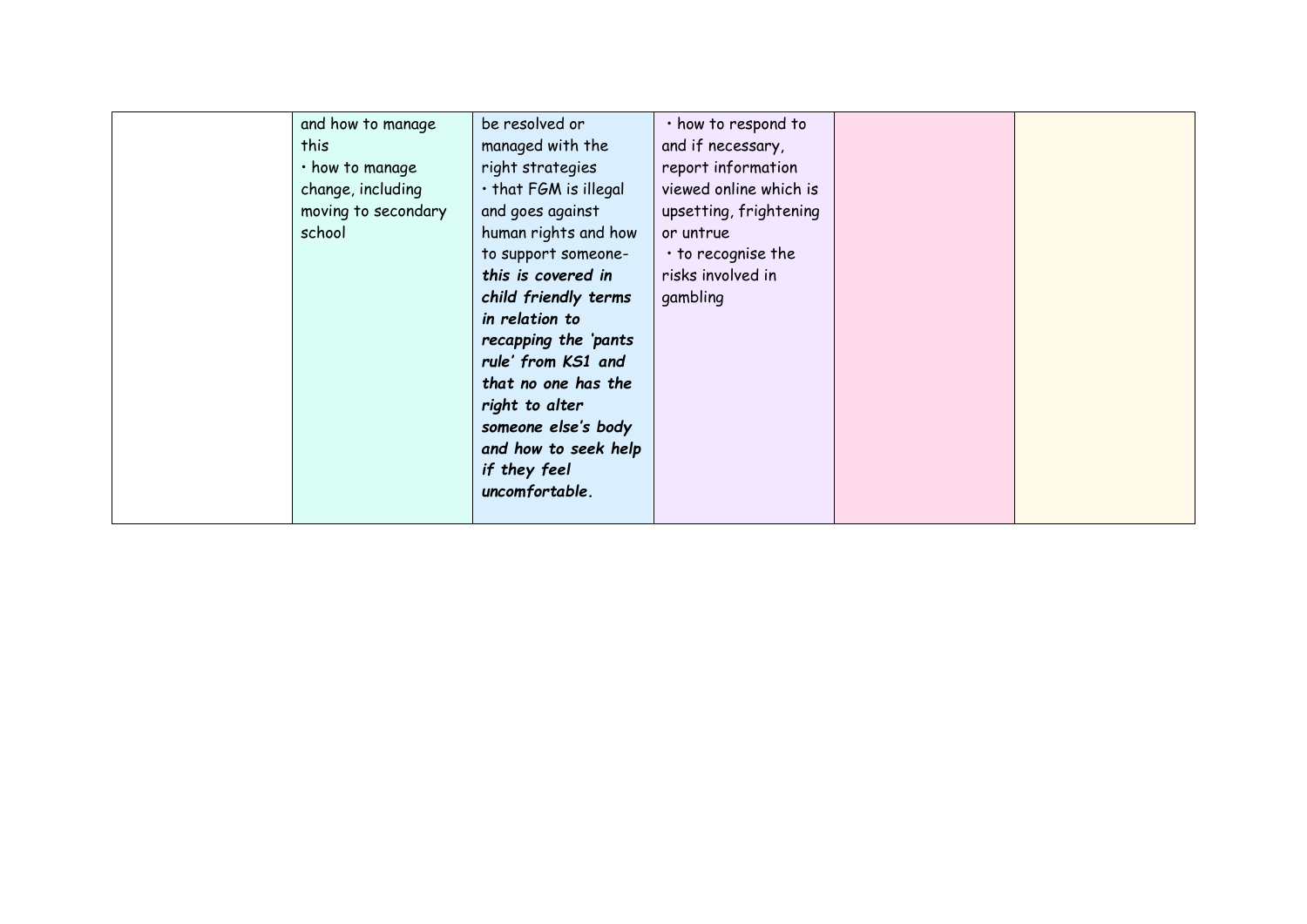| | | | | | |
|---|---|---|---|---|---|
| | and how to manage this<br>• how to manage change, including moving to secondary school | be resolved or managed with the right strategies<br>• that FGM is illegal and goes against human rights and how to support someone- ***this is covered in child friendly terms in relation to recapping the 'pants rule' from KS1 and that no one has the right to alter someone else's body and how to seek help if they feel uncomfortable.*** | • how to respond to and if necessary, report information viewed online which is upsetting, frightening or untrue<br>• to recognise the risks involved in gambling | | |